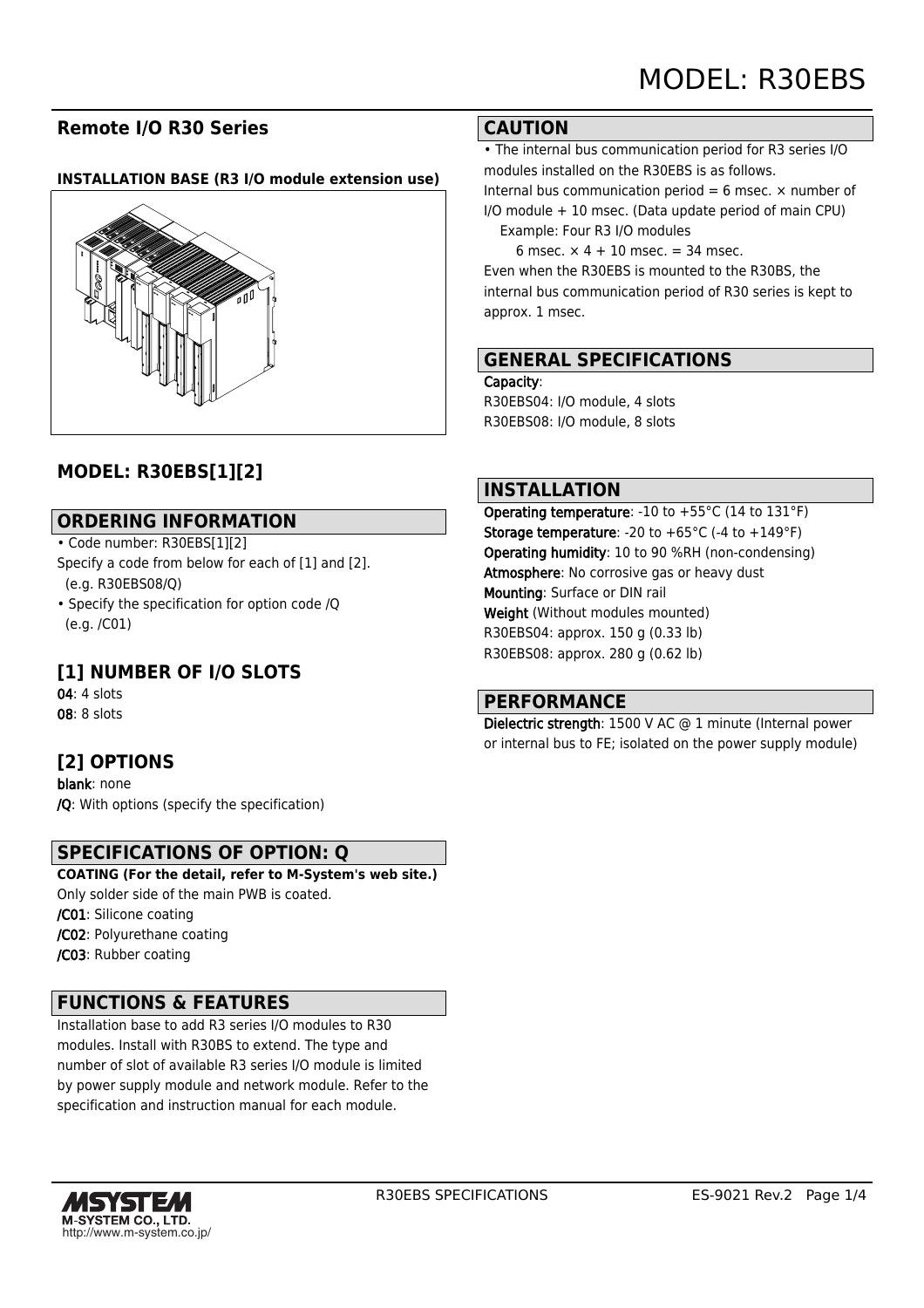# MODEL: R30EBS

## Remote I/O R30 Series

**INSTALLATION BASE (R3 I/O module extension use)**

## MODEL: R30EBS[1][2]

## ORDERING INFORMATION

- Code number: R30EBS[1][2]
Specify a code from below for each of [1] and [2].
(e.g. R30EBS08/Q)
- Specify the specification for option code /Q
(e.g. /C01)

## [1] NUMBER OF I/O SLOTS

**04**: 4 slots
**08**: 8 slots

## [2] OPTIONS

**blank**: none
**/Q**: With options (specify the specification)

## SPECIFICATIONS OF OPTION: Q

**COATING (For the detail, refer to M-System's web site.)**
Only solder side of the main PWB is coated.
**/C01**: Silicone coating
**/C02**: Polyurethane coating
**/C03**: Rubber coating

## FUNCTIONS & FEATURES

Installation base to add R3 series I/O modules to R30 modules. Install with R30BS to extend. The type and number of slot of available R3 series I/O module is limited by power supply module and network module. Refer to the specification and instruction manual for each module.

## CAUTION

- The internal bus communication period for R3 series I/O modules installed on the R30EBS is as follows.
Internal bus communication period = 6 msec. × number of I/O module + 10 msec. (Data update period of main CPU)
Example: Four R3 I/O modules
6 msec. × 4 + 10 msec. = 34 msec.
Even when the R30EBS is mounted to the R30BS, the internal bus communication period of R30 series is kept to approx. 1 msec.

## GENERAL SPECIFICATIONS

**Capacity**:
R30EBS04: I/O module, 4 slots
R30EBS08: I/O module, 8 slots

## INSTALLATION

**Operating temperature**: -10 to +55°C (14 to 131°F)
**Storage temperature**: -20 to +65°C (-4 to +149°F)
**Operating humidity**: 10 to 90 %RH (non-condensing)
**Atmosphere**: No corrosive gas or heavy dust
**Mounting**: Surface or DIN rail
**Weight** (Without modules mounted)
R30EBS04: approx. 150 g (0.33 lb)
R30EBS08: approx. 280 g (0.62 lb)

## PERFORMANCE

**Dielectric strength**: 1500 V AC @ 1 minute (Internal power or internal bus to FE; isolated on the power supply module)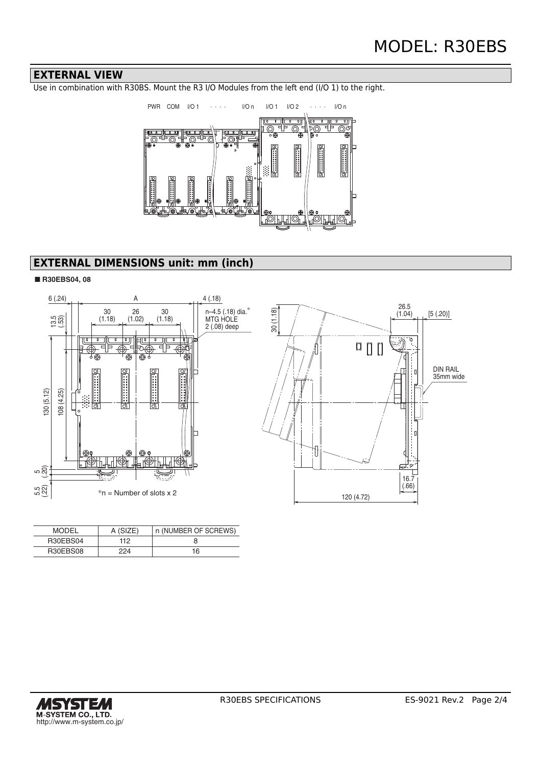## EXTERNAL VIEW

Use in combination with R30BS. Mount the R3 I/O Modules from the left end (I/O 1) to the right.

PWR COM I/O 1 · · · · I/O n I/O 1 I/O 2 · · · · I/O n

## EXTERNAL DIMENSIONS unit: mm (inch)

■ **R30EBS04, 08**

6 (.24) A 4 (.18)

30 (1.18) 26 (1.02) 30 (1.18)

n–4.5 (.18) dia.* MTG HOLE 2 (.08) deep

13.5 (.53)

130 (5.12) 108 (4.25)

5 (.20)

5.5 (.22)

*n = Number of slots x 2

30 (1.18)

26.5 (1.04) [5 (.20)]

DIN RAIL 35mm wide

16.7 (.66)

120 (4.72)

| MODEL | A (SIZE) | n (NUMBER OF SCREWS) |
|---|---|---|
| R30EBS04 | 112 | 8 |
| R30EBS08 | 224 | 16 |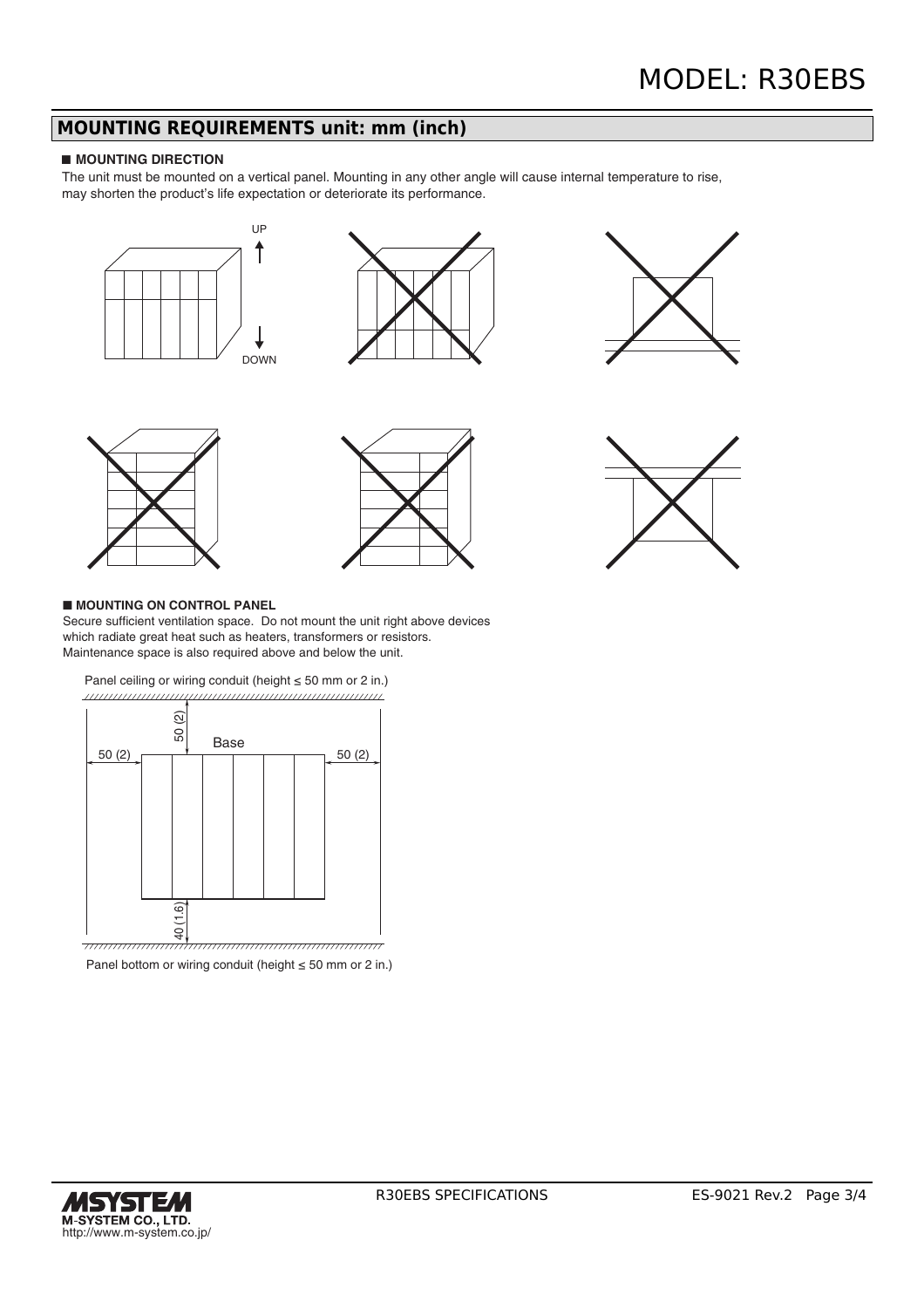## MOUNTING REQUIREMENTS unit: mm (inch)

### ■ MOUNTING DIRECTION

The unit must be mounted on a vertical panel. Mounting in any other angle will cause internal temperature to rise, may shorten the product's life expectation or deteriorate its performance.

UP

DOWN

### ■ MOUNTING ON CONTROL PANEL

Secure sufficient ventilation space. Do not mount the unit right above devices which radiate great heat such as heaters, transformers or resistors. Maintenance space is also required above and below the unit.

Panel ceiling or wiring conduit (height ≤ 50 mm or 2 in.)

50 (2)

Base

50 (2)

50 (2)

40 (1.6)

Panel bottom or wiring conduit (height ≤ 50 mm or 2 in.)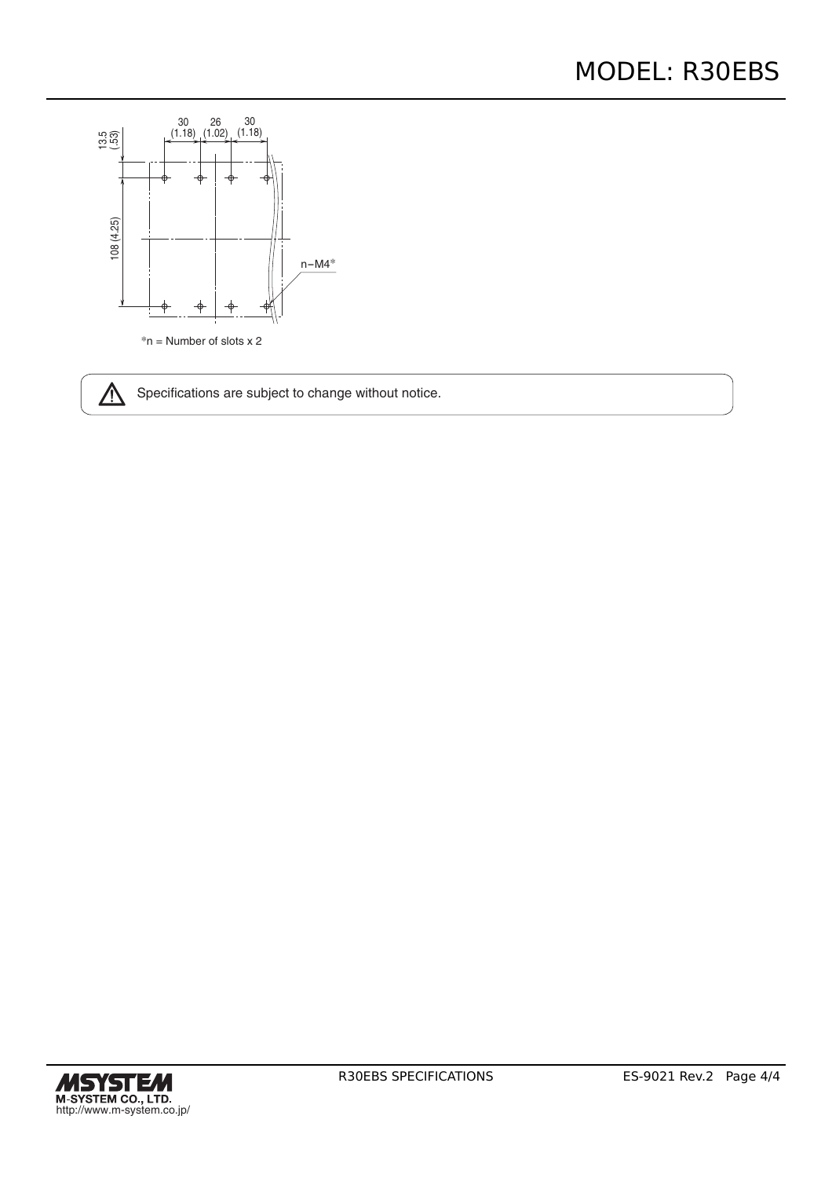30 (1.18)
26 (1.02)
30 (1.18)
13.5 (.53)
108 (4.25)
n−M4*

*n = Number of slots x 2

Specifications are subject to change without notice.